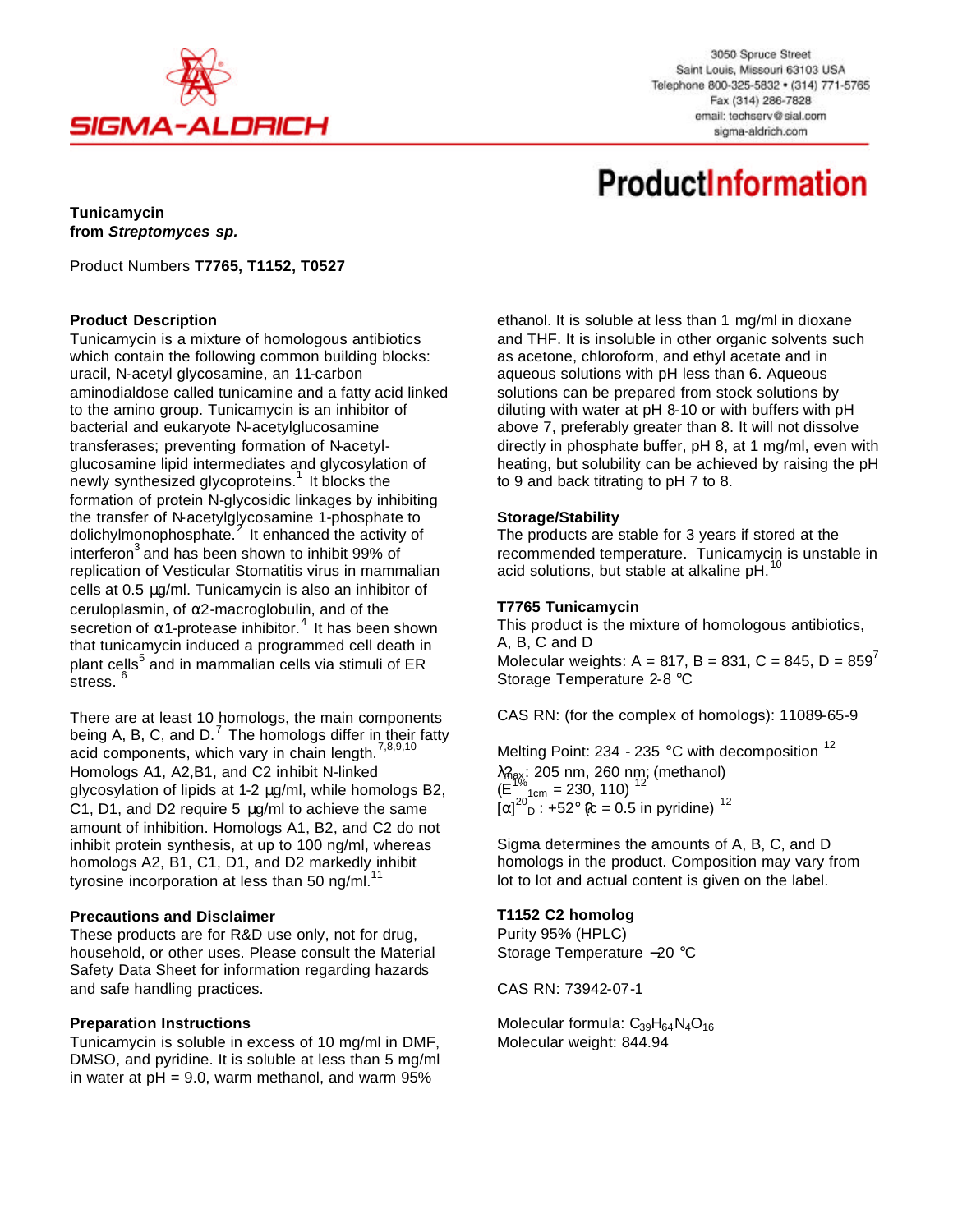Tunicamycin
from *Streptomyces sp.*

Product Numbers **T7765, T1152, T0527**

## Product Description

Tunicamycin is a mixture of homologous antibiotics which contain the following common building blocks: uracil, N-acetyl glycosamine, an 11-carbon aminodialdose called tunicamine and a fatty acid linked to the amino group. Tunicamycin is an inhibitor of bacterial and eukaryote N-acetylglucosamine transferases; preventing formation of N-acetyl-glucosamine lipid intermediates and glycosylation of newly synthesized glycoproteins.[1] It blocks the formation of protein N-glycosidic linkages by inhibiting the transfer of N-acetylglycosamine 1-phosphate to dolichylmonophosphate.[2] It enhanced the activity of interferon[3] and has been shown to inhibit 99% of replication of Vesicular Stomatitis virus in mammalian cells at 0.5 µg/ml. Tunicamycin is also an inhibitor of ceruloplasmin, of α2-macroglobulin, and of the secretion of α1-protease inhibitor.[4] It has been shown that tunicamycin induced a programmed cell death in plant cells[5] and in mammalian cells via stimuli of ER stress.[6]

There are at least 10 homologs, the main components being A, B, C, and D.[7] The homologs differ in their fatty acid components, which vary in chain length.[7,8,9,10] Homologs A1, A2,B1, and C2 inhibit N-linked glycosylation of lipids at 1-2 µg/ml, while homologs B2, C1, D1, and D2 require 5 µg/ml to achieve the same amount of inhibition. Homologs A1, B2, and C2 do not inhibit protein synthesis, at up to 100 ng/ml, whereas homologs A2, B1, C1, D1, and D2 markedly inhibit tyrosine incorporation at less than 50 ng/ml.[11]

## Precautions and Disclaimer

These products are for R&D use only, not for drug, household, or other uses. Please consult the Material Safety Data Sheet for information regarding hazards and safe handling practices.

## Preparation Instructions

Tunicamycin is soluble in excess of 10 mg/ml in DMF, DMSO, and pyridine. It is soluble at less than 5 mg/ml in water at pH = 9.0, warm methanol, and warm 95% ethanol. It is soluble at less than 1 mg/ml in dioxane and THF. It is insoluble in other organic solvents such as acetone, chloroform, and ethyl acetate and in aqueous solutions with pH less than 6. Aqueous solutions can be prepared from stock solutions by diluting with water at pH 8-10 or with buffers with pH above 7, preferably greater than 8. It will not dissolve directly in phosphate buffer, pH 8, at 1 mg/ml, even with heating, but solubility can be achieved by raising the pH to 9 and back titrating to pH 7 to 8.

## Storage/Stability

The products are stable for 3 years if stored at the recommended temperature. Tunicamycin is unstable in acid solutions, but stable at alkaline pH.[10]

## T7765 Tunicamycin

This product is the mixture of homologous antibiotics, A, B, C and D
Molecular weights: A = 817, B = 831, C = 845, D = 859[7]
Storage Temperature 2-8 °C

CAS RN: (for the complex of homologs): 11089-65-9

Melting Point: 234 - 235 °C with decomposition [12]
$\lambda_{max}$: 205 nm, 260 nm; (methanol)
($E^{1\%}_{1cm}$ = 230, 110) [12]
$[\alpha]^{20}_{D}$ : +52° (c = 0.5 in pyridine) [12]

Sigma determines the amounts of A, B, C, and D homologs in the product. Composition may vary from lot to lot and actual content is given on the label.

## T1152 C2 homolog

Purity 95% (HPLC)
Storage Temperature −20 °C

CAS RN: 73942-07-1

Molecular formula: $C_{39}H_{64}N_4O_{16}$
Molecular weight: 844.94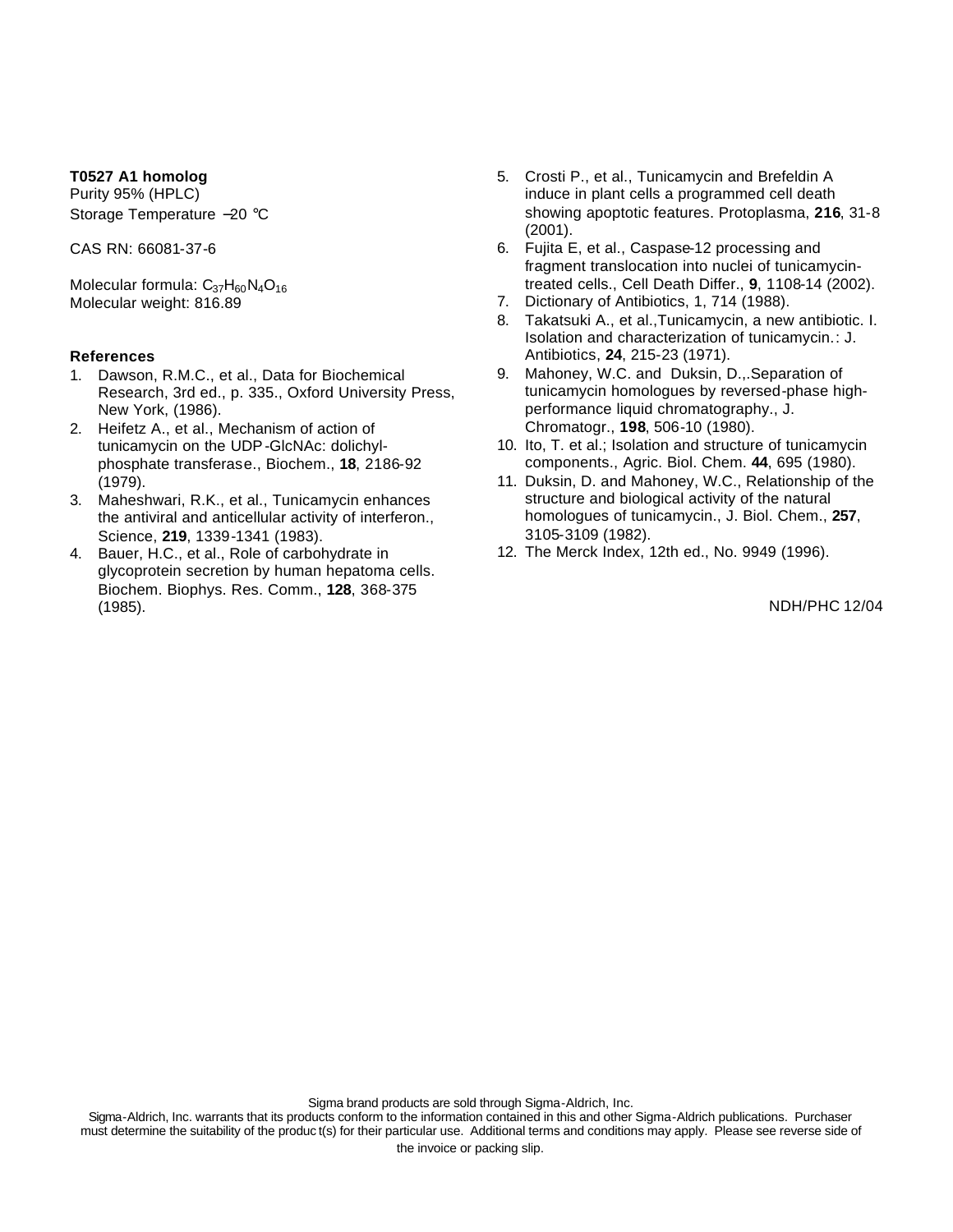**T0527 A1 homolog**
Purity 95% (HPLC)
Storage Temperature −20 °C

CAS RN: 66081-37-6

Molecular formula: $C_{37}H_{60}N_4O_{16}$
Molecular weight: 816.89

**References**

1. Dawson, R.M.C., et al., Data for Biochemical Research, 3rd ed., p. 335., Oxford University Press, New York, (1986).
2. Heifetz A., et al., Mechanism of action of tunicamycin on the UDP-GlcNAc: dolichyl-phosphate transferase., Biochem., **18**, 2186-92 (1979).
3. Maheshwari, R.K., et al., Tunicamycin enhances the antiviral and anticellular activity of interferon., Science, **219**, 1339-1341 (1983).
4. Bauer, H.C., et al., Role of carbohydrate in glycoprotein secretion by human hepatoma cells. Biochem. Biophys. Res. Comm., **128**, 368-375 (1985).
5. Crosti P., et al., Tunicamycin and Brefeldin A induce in plant cells a programmed cell death showing apoptotic features. Protoplasma, **216**, 31-8 (2001).
6. Fujita E, et al., Caspase-12 processing and fragment translocation into nuclei of tunicamycin-treated cells., Cell Death Differ., **9**, 1108-14 (2002).
7. Dictionary of Antibiotics, 1, 714 (1988).
8. Takatsuki A., et al.,Tunicamycin, a new antibiotic. I. Isolation and characterization of tunicamycin.: J. Antibiotics, **24**, 215-23 (1971).
9. Mahoney, W.C. and Duksin, D.,.Separation of tunicamycin homologues by reversed-phase high-performance liquid chromatography., J. Chromatogr., **198**, 506-10 (1980).
10. Ito, T. et al.; Isolation and structure of tunicamycin components., Agric. Biol. Chem. **44**, 695 (1980).
11. Duksin, D. and Mahoney, W.C., Relationship of the structure and biological activity of the natural homologues of tunicamycin., J. Biol. Chem., **257**, 3105-3109 (1982).
12. The Merck Index, 12th ed., No. 9949 (1996).

NDH/PHC 12/04

Sigma brand products are sold through Sigma-Aldrich, Inc.
Sigma-Aldrich, Inc. warrants that its products conform to the information contained in this and other Sigma-Aldrich publications. Purchaser must determine the suitability of the product(s) for their particular use. Additional terms and conditions may apply. Please see reverse side of the invoice or packing slip.